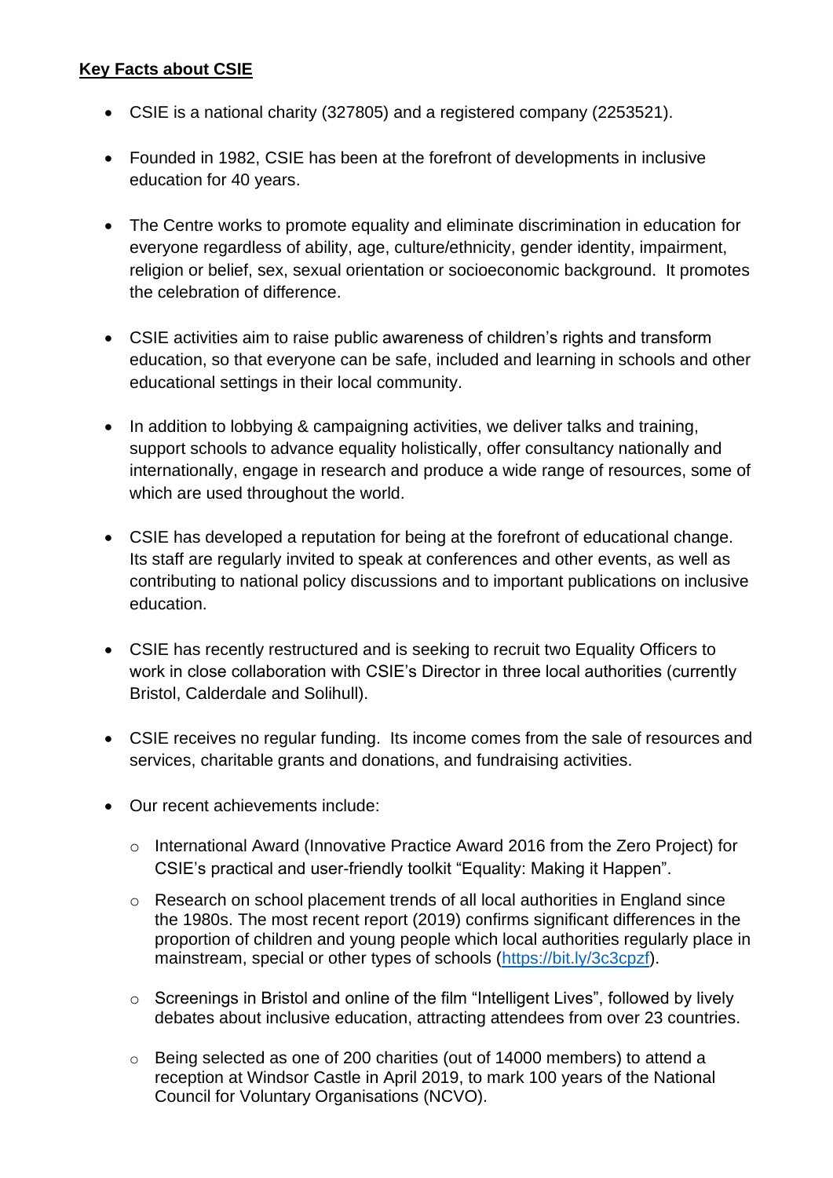**Key Facts about CSIE**

- CSIE is a national charity (327805) and a registered company (2253521).
- Founded in 1982, CSIE has been at the forefront of developments in inclusive education for 40 years.
- The Centre works to promote equality and eliminate discrimination in education for everyone regardless of ability, age, culture/ethnicity, gender identity, impairment, religion or belief, sex, sexual orientation or socioeconomic background. It promotes the celebration of difference.
- CSIE activities aim to raise public awareness of children's rights and transform education, so that everyone can be safe, included and learning in schools and other educational settings in their local community.
- In addition to lobbying & campaigning activities, we deliver talks and training, support schools to advance equality holistically, offer consultancy nationally and internationally, engage in research and produce a wide range of resources, some of which are used throughout the world.
- CSIE has developed a reputation for being at the forefront of educational change. Its staff are regularly invited to speak at conferences and other events, as well as contributing to national policy discussions and to important publications on inclusive education.
- CSIE has recently restructured and is seeking to recruit two Equality Officers to work in close collaboration with CSIE's Director in three local authorities (currently Bristol, Calderdale and Solihull).
- CSIE receives no regular funding. Its income comes from the sale of resources and services, charitable grants and donations, and fundraising activities.
- Our recent achievements include:
  - International Award (Innovative Practice Award 2016 from the Zero Project) for CSIE's practical and user-friendly toolkit "Equality: Making it Happen".
  - Research on school placement trends of all local authorities in England since the 1980s. The most recent report (2019) confirms significant differences in the proportion of children and young people which local authorities regularly place in mainstream, special or other types of schools (https://bit.ly/3c3cpzf).
  - Screenings in Bristol and online of the film "Intelligent Lives", followed by lively debates about inclusive education, attracting attendees from over 23 countries.
  - Being selected as one of 200 charities (out of 14000 members) to attend a reception at Windsor Castle in April 2019, to mark 100 years of the National Council for Voluntary Organisations (NCVO).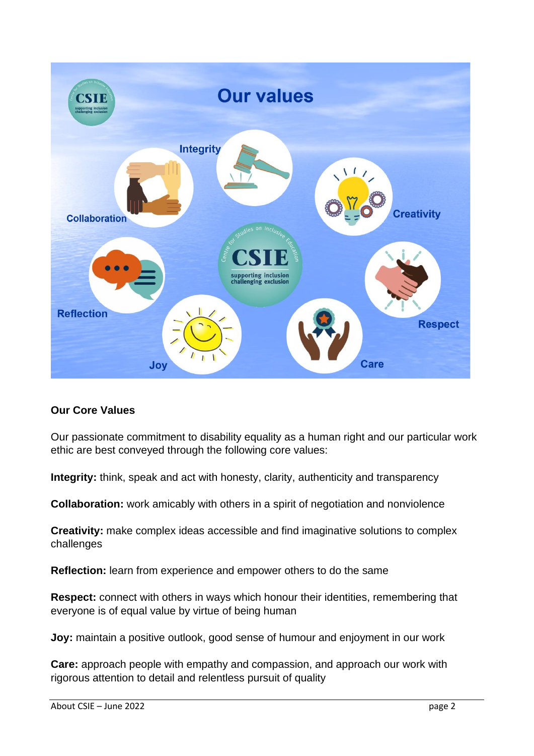# Our values

Integrity

Collaboration

Creativity

Reflection

Respect

Joy

Care

## Our Core Values

Our passionate commitment to disability equality as a human right and our particular work ethic are best conveyed through the following core values:

**Integrity:** think, speak and act with honesty, clarity, authenticity and transparency

**Collaboration:** work amicably with others in a spirit of negotiation and nonviolence

**Creativity:** make complex ideas accessible and find imaginative solutions to complex challenges

**Reflection:** learn from experience and empower others to do the same

**Respect:** connect with others in ways which honour their identities, remembering that everyone is of equal value by virtue of being human

**Joy:** maintain a positive outlook, good sense of humour and enjoyment in our work

**Care:** approach people with empathy and compassion, and approach our work with rigorous attention to detail and relentless pursuit of quality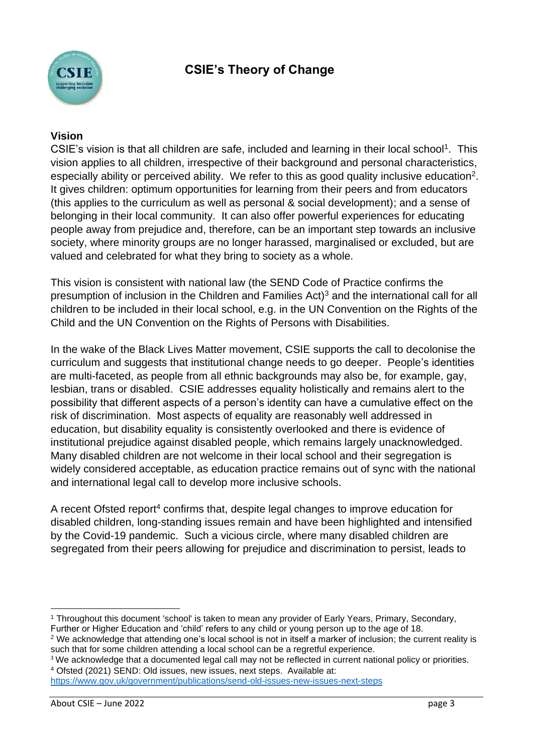# CSIE's Theory of Change

## Vision

CSIE's vision is that all children are safe, included and learning in their local school[1]. This vision applies to all children, irrespective of their background and personal characteristics, especially ability or perceived ability. We refer to this as good quality inclusive education[2]. It gives children: optimum opportunities for learning from their peers and from educators (this applies to the curriculum as well as personal & social development); and a sense of belonging in their local community. It can also offer powerful experiences for educating people away from prejudice and, therefore, can be an important step towards an inclusive society, where minority groups are no longer harassed, marginalised or excluded, but are valued and celebrated for what they bring to society as a whole.

This vision is consistent with national law (the SEND Code of Practice confirms the presumption of inclusion in the Children and Families Act)[3] and the international call for all children to be included in their local school, e.g. in the UN Convention on the Rights of the Child and the UN Convention on the Rights of Persons with Disabilities.

In the wake of the Black Lives Matter movement, CSIE supports the call to decolonise the curriculum and suggests that institutional change needs to go deeper. People's identities are multi-faceted, as people from all ethnic backgrounds may also be, for example, gay, lesbian, trans or disabled. CSIE addresses equality holistically and remains alert to the possibility that different aspects of a person's identity can have a cumulative effect on the risk of discrimination. Most aspects of equality are reasonably well addressed in education, but disability equality is consistently overlooked and there is evidence of institutional prejudice against disabled people, which remains largely unacknowledged. Many disabled children are not welcome in their local school and their segregation is widely considered acceptable, as education practice remains out of sync with the national and international legal call to develop more inclusive schools.

A recent Ofsted report[4] confirms that, despite legal changes to improve education for disabled children, long-standing issues remain and have been highlighted and intensified by the Covid-19 pandemic. Such a vicious circle, where many disabled children are segregated from their peers allowing for prejudice and discrimination to persist, leads to

---

[1] Throughout this document 'school' is taken to mean any provider of Early Years, Primary, Secondary, Further or Higher Education and 'child' refers to any child or young person up to the age of 18.

[2] We acknowledge that attending one's local school is not in itself a marker of inclusion; the current reality is such that for some children attending a local school can be a regretful experience.

[3] We acknowledge that a documented legal call may not be reflected in current national policy or priorities.

[4] Ofsted (2021) SEND: Old issues, new issues, next steps. Available at: https://www.gov.uk/government/publications/send-old-issues-new-issues-next-steps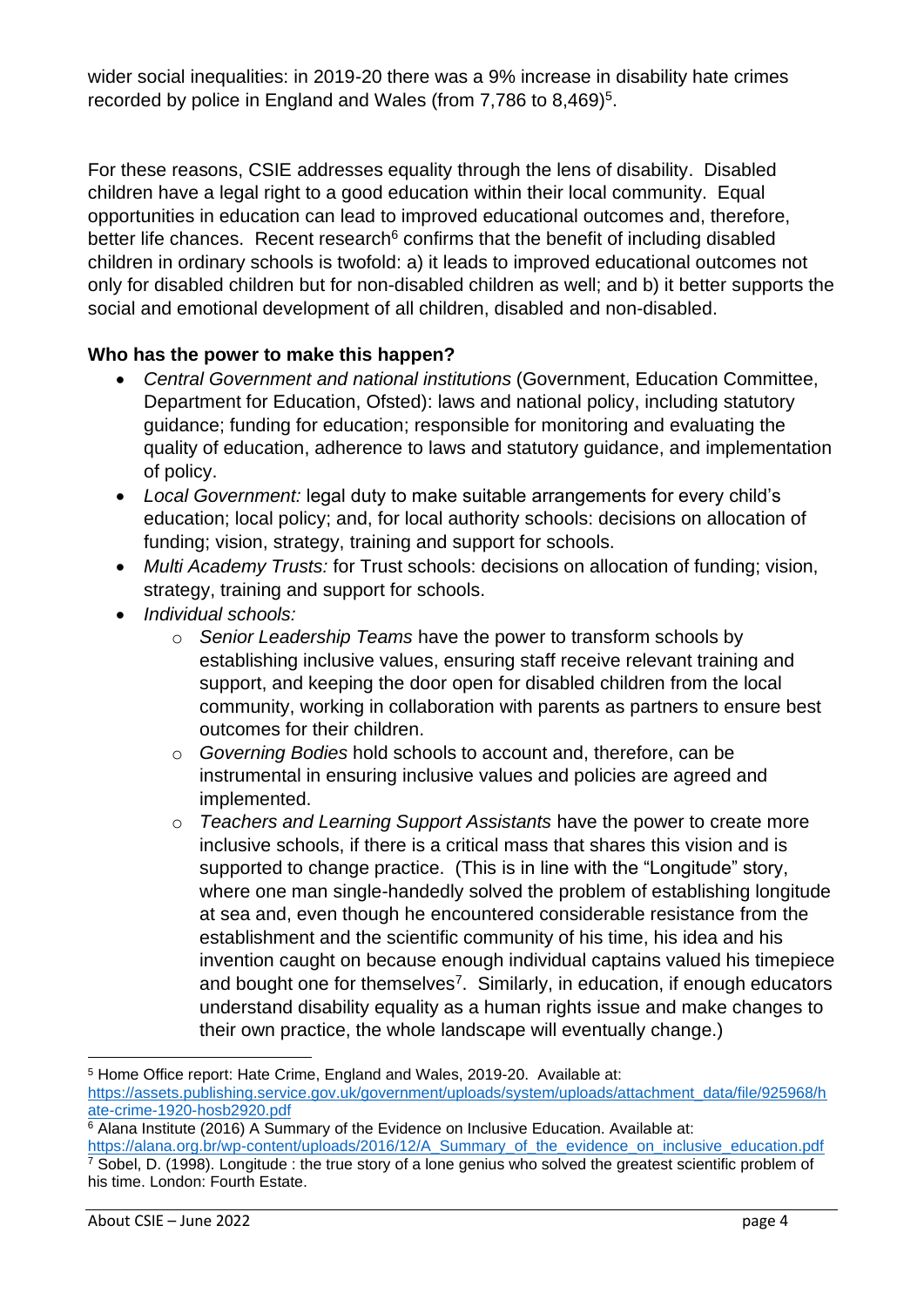wider social inequalities: in 2019-20 there was a 9% increase in disability hate crimes recorded by police in England and Wales (from 7,786 to 8,469)[5].

For these reasons, CSIE addresses equality through the lens of disability. Disabled children have a legal right to a good education within their local community. Equal opportunities in education can lead to improved educational outcomes and, therefore, better life chances. Recent research[6] confirms that the benefit of including disabled children in ordinary schools is twofold: a) it leads to improved educational outcomes not only for disabled children but for non-disabled children as well; and b) it better supports the social and emotional development of all children, disabled and non-disabled.

**Who has the power to make this happen?**

- *Central Government and national institutions* (Government, Education Committee, Department for Education, Ofsted): laws and national policy, including statutory guidance; funding for education; responsible for monitoring and evaluating the quality of education, adherence to laws and statutory guidance, and implementation of policy.
- *Local Government:* legal duty to make suitable arrangements for every child's education; local policy; and, for local authority schools: decisions on allocation of funding; vision, strategy, training and support for schools.
- *Multi Academy Trusts:* for Trust schools: decisions on allocation of funding; vision, strategy, training and support for schools.
- *Individual schools:*
    - *Senior Leadership Teams* have the power to transform schools by establishing inclusive values, ensuring staff receive relevant training and support, and keeping the door open for disabled children from the local community, working in collaboration with parents as partners to ensure best outcomes for their children.
    - *Governing Bodies* hold schools to account and, therefore, can be instrumental in ensuring inclusive values and policies are agreed and implemented.
    - *Teachers and Learning Support Assistants* have the power to create more inclusive schools, if there is a critical mass that shares this vision and is supported to change practice. (This is in line with the "Longitude" story, where one man single-handedly solved the problem of establishing longitude at sea and, even though he encountered considerable resistance from the establishment and the scientific community of his time, his idea and his invention caught on because enough individual captains valued his timepiece and bought one for themselves[7]. Similarly, in education, if enough educators understand disability equality as a human rights issue and make changes to their own practice, the whole landscape will eventually change.)

---

[5] Home Office report: Hate Crime, England and Wales, 2019-20. Available at: https://assets.publishing.service.gov.uk/government/uploads/system/uploads/attachment_data/file/925968/hate-crime-1920-hosb2920.pdf

[6] Alana Institute (2016) A Summary of the Evidence on Inclusive Education. Available at: https://alana.org.br/wp-content/uploads/2016/12/A_Summary_of_the_evidence_on_inclusive_education.pdf

[7] Sobel, D. (1998). Longitude : the true story of a lone genius who solved the greatest scientific problem of his time. London: Fourth Estate.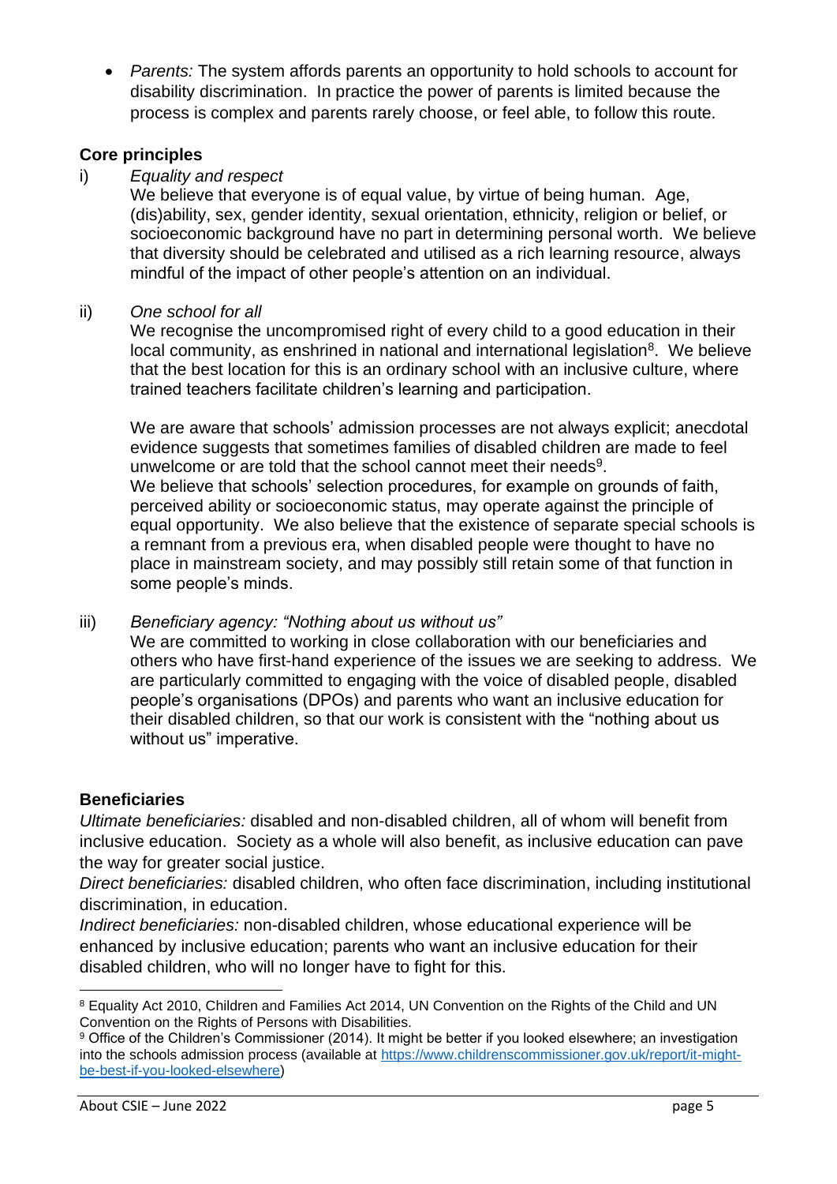- *Parents:* The system affords parents an opportunity to hold schools to account for disability discrimination. In practice the power of parents is limited because the process is complex and parents rarely choose, or feel able, to follow this route.

## Core principles

i) *Equality and respect*

We believe that everyone is of equal value, by virtue of being human. Age, (dis)ability, sex, gender identity, sexual orientation, ethnicity, religion or belief, or socioeconomic background have no part in determining personal worth. We believe that diversity should be celebrated and utilised as a rich learning resource, always mindful of the impact of other people's attention on an individual.

ii) *One school for all*

We recognise the uncompromised right of every child to a good education in their local community, as enshrined in national and international legislation[8]. We believe that the best location for this is an ordinary school with an inclusive culture, where trained teachers facilitate children's learning and participation.

We are aware that schools' admission processes are not always explicit; anecdotal evidence suggests that sometimes families of disabled children are made to feel unwelcome or are told that the school cannot meet their needs[9].
We believe that schools' selection procedures, for example on grounds of faith, perceived ability or socioeconomic status, may operate against the principle of equal opportunity. We also believe that the existence of separate special schools is a remnant from a previous era, when disabled people were thought to have no place in mainstream society, and may possibly still retain some of that function in some people's minds.

iii) *Beneficiary agency: "Nothing about us without us"*

We are committed to working in close collaboration with our beneficiaries and others who have first-hand experience of the issues we are seeking to address. We are particularly committed to engaging with the voice of disabled people, disabled people's organisations (DPOs) and parents who want an inclusive education for their disabled children, so that our work is consistent with the "nothing about us without us" imperative.

## Beneficiaries

*Ultimate beneficiaries:* disabled and non-disabled children, all of whom will benefit from inclusive education. Society as a whole will also benefit, as inclusive education can pave the way for greater social justice.
*Direct beneficiaries:* disabled children, who often face discrimination, including institutional discrimination, in education.
*Indirect beneficiaries:* non-disabled children, whose educational experience will be enhanced by inclusive education; parents who want an inclusive education for their disabled children, who will no longer have to fight for this.

---

[8] Equality Act 2010, Children and Families Act 2014, UN Convention on the Rights of the Child and UN Convention on the Rights of Persons with Disabilities.

[9] Office of the Children's Commissioner (2014). It might be better if you looked elsewhere; an investigation into the schools admission process (available at https://www.childrenscommissioner.gov.uk/report/it-might-be-best-if-you-looked-elsewhere)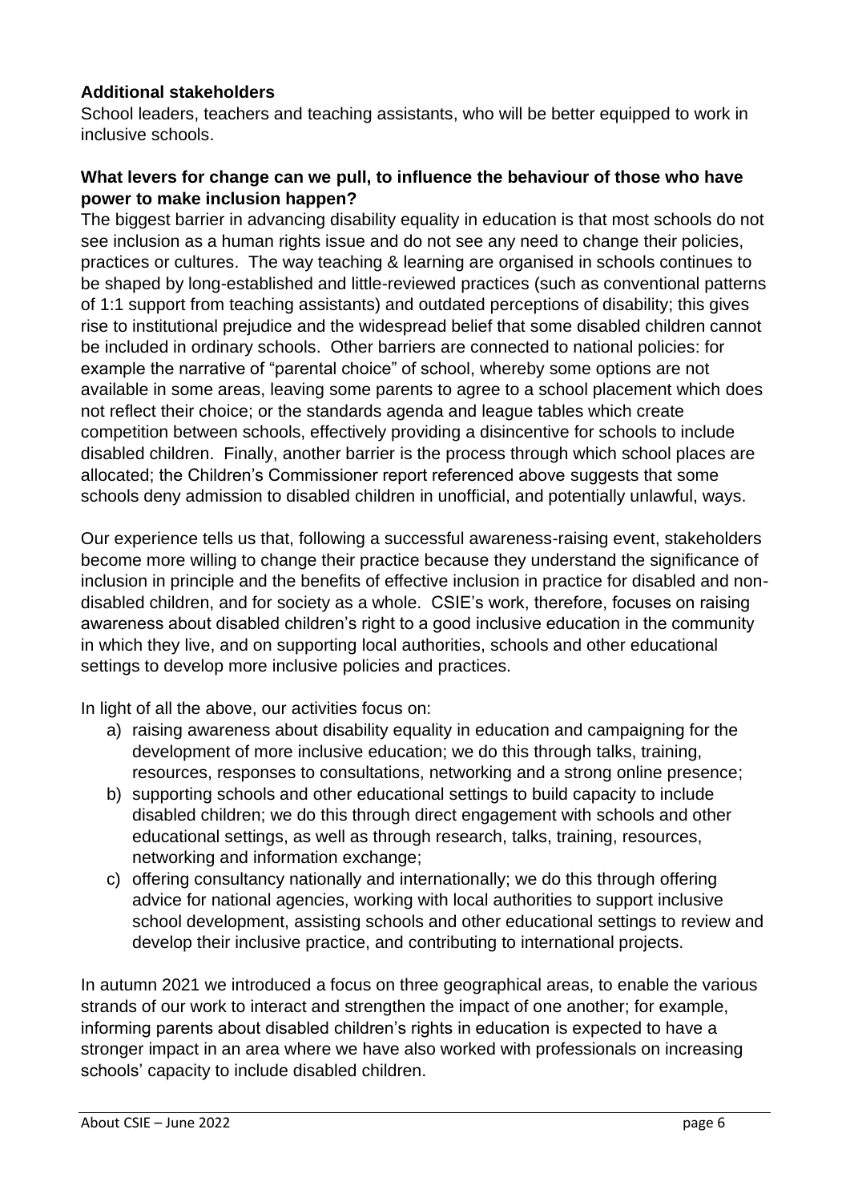**Additional stakeholders**

School leaders, teachers and teaching assistants, who will be better equipped to work in inclusive schools.

**What levers for change can we pull, to influence the behaviour of those who have power to make inclusion happen?**

The biggest barrier in advancing disability equality in education is that most schools do not see inclusion as a human rights issue and do not see any need to change their policies, practices or cultures. The way teaching & learning are organised in schools continues to be shaped by long-established and little-reviewed practices (such as conventional patterns of 1:1 support from teaching assistants) and outdated perceptions of disability; this gives rise to institutional prejudice and the widespread belief that some disabled children cannot be included in ordinary schools. Other barriers are connected to national policies: for example the narrative of "parental choice" of school, whereby some options are not available in some areas, leaving some parents to agree to a school placement which does not reflect their choice; or the standards agenda and league tables which create competition between schools, effectively providing a disincentive for schools to include disabled children. Finally, another barrier is the process through which school places are allocated; the Children's Commissioner report referenced above suggests that some schools deny admission to disabled children in unofficial, and potentially unlawful, ways.

Our experience tells us that, following a successful awareness-raising event, stakeholders become more willing to change their practice because they understand the significance of inclusion in principle and the benefits of effective inclusion in practice for disabled and non-disabled children, and for society as a whole. CSIE's work, therefore, focuses on raising awareness about disabled children's right to a good inclusive education in the community in which they live, and on supporting local authorities, schools and other educational settings to develop more inclusive policies and practices.

In light of all the above, our activities focus on:

a) raising awareness about disability equality in education and campaigning for the development of more inclusive education; we do this through talks, training, resources, responses to consultations, networking and a strong online presence;
b) supporting schools and other educational settings to build capacity to include disabled children; we do this through direct engagement with schools and other educational settings, as well as through research, talks, training, resources, networking and information exchange;
c) offering consultancy nationally and internationally; we do this through offering advice for national agencies, working with local authorities to support inclusive school development, assisting schools and other educational settings to review and develop their inclusive practice, and contributing to international projects.

In autumn 2021 we introduced a focus on three geographical areas, to enable the various strands of our work to interact and strengthen the impact of one another; for example, informing parents about disabled children's rights in education is expected to have a stronger impact in an area where we have also worked with professionals on increasing schools' capacity to include disabled children.